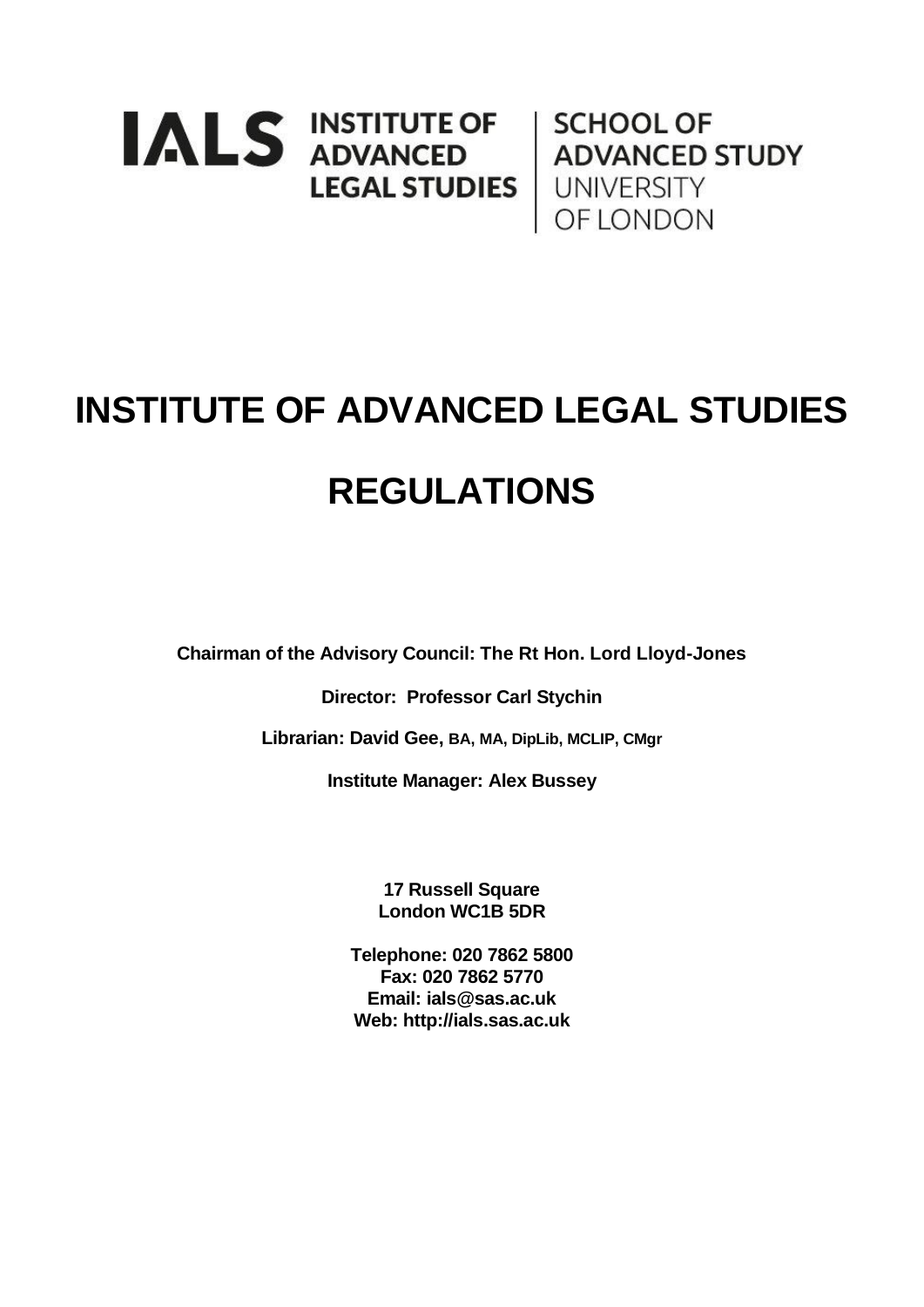IALS INSTITUTE OF ADVANCED LEGAL STUDIES | SCHOOL OF ADVANCED STUDY UNIVERSITY OF LONDON

# INSTITUTE OF ADVANCED LEGAL STUDIES

# REGULATIONS

**Chairman of the Advisory Council: The Rt Hon. Lord Lloyd-Jones**

**Director: Professor Carl Stychin**

**Librarian: David Gee, BA, MA, DipLib, MCLIP, CMgr**

**Institute Manager: Alex Bussey**

**17 Russell Square**
**London WC1B 5DR**

**Telephone: 020 7862 5800**
**Fax: 020 7862 5770**
**Email: ials@sas.ac.uk**
**Web: http://ials.sas.ac.uk**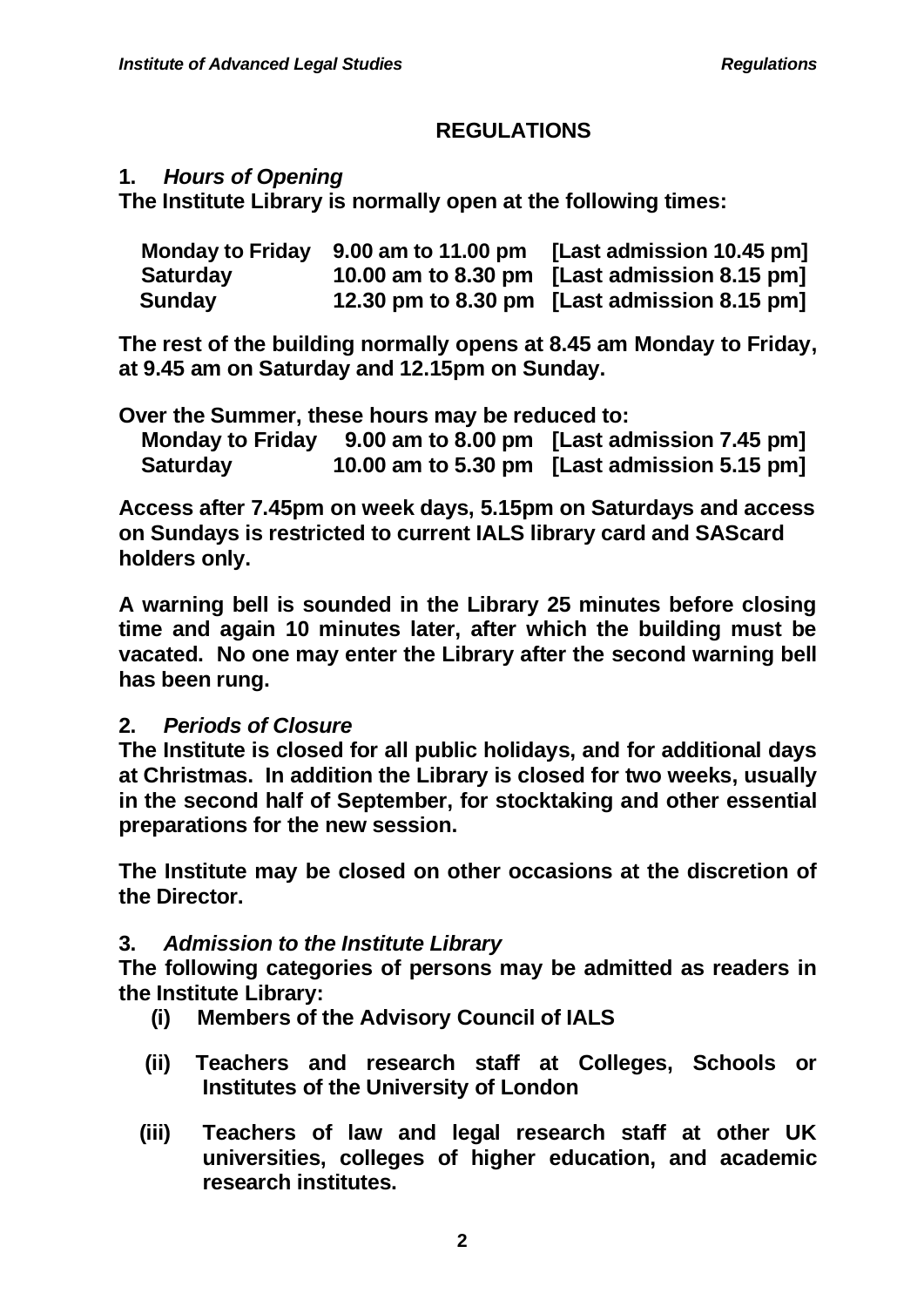## REGULATIONS

### 1. *Hours of Opening*

**The Institute Library is normally open at the following times:**

| | | |
|---|---|---|
| **Monday to Friday** | **9.00 am to 11.00 pm** | **[Last admission 10.45 pm]** |
| **Saturday** | **10.00 am to 8.30 pm** | **[Last admission 8.15 pm]** |
| **Sunday** | **12.30 pm to 8.30 pm** | **[Last admission 8.15 pm]** |

**The rest of the building normally opens at 8.45 am Monday to Friday, at 9.45 am on Saturday and 12.15pm on Sunday.**

**Over the Summer, these hours may be reduced to:**

| | | |
|---|---|---|
| **Monday to Friday** | **9.00 am to 8.00 pm** | **[Last admission 7.45 pm]** |
| **Saturday** | **10.00 am to 5.30 pm** | **[Last admission 5.15 pm]** |

**Access after 7.45pm on week days, 5.15pm on Saturdays and access on Sundays is restricted to current IALS library card and SAScard holders only.**

**A warning bell is sounded in the Library 25 minutes before closing time and again 10 minutes later, after which the building must be vacated. No one may enter the Library after the second warning bell has been rung.**

### 2. *Periods of Closure*

**The Institute is closed for all public holidays, and for additional days at Christmas. In addition the Library is closed for two weeks, usually in the second half of September, for stocktaking and other essential preparations for the new session.**

**The Institute may be closed on other occasions at the discretion of the Director.**

### 3. *Admission to the Institute Library*

**The following categories of persons may be admitted as readers in the Institute Library:**

- **(i)** **Members of the Advisory Council of IALS**
- **(ii)** **Teachers and research staff at Colleges, Schools or Institutes of the University of London**
- **(iii)** **Teachers of law and legal research staff at other UK universities, colleges of higher education, and academic research institutes.**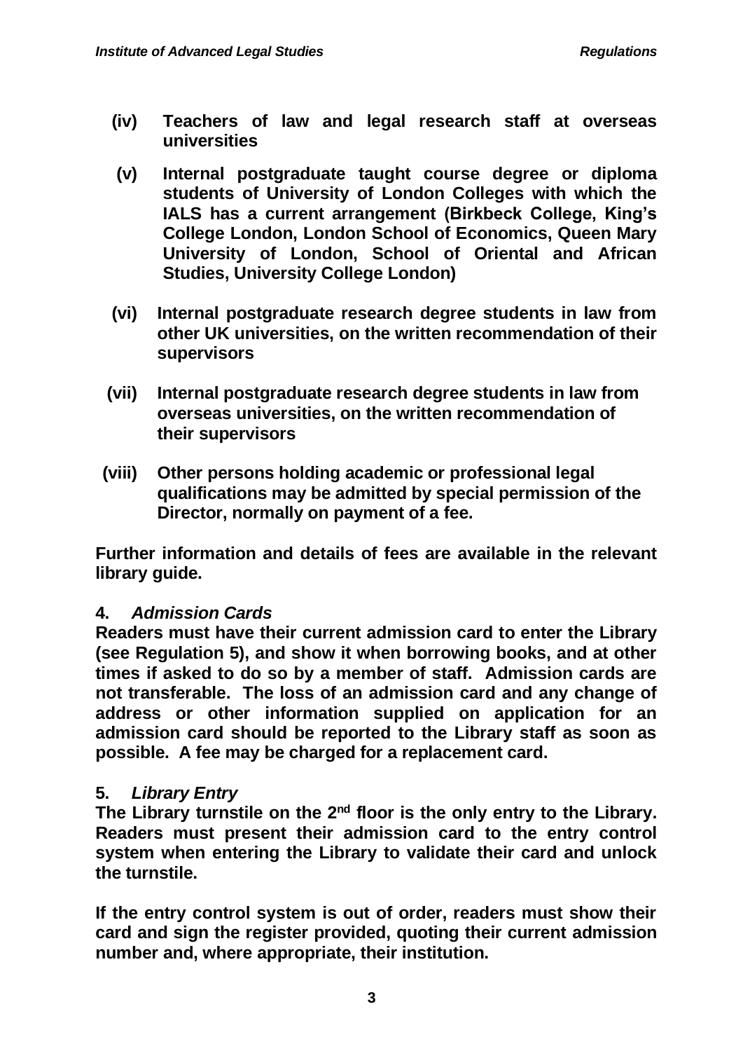**(iv) Teachers of law and legal research staff at overseas universities**

**(v) Internal postgraduate taught course degree or diploma students of University of London Colleges with which the IALS has a current arrangement (Birkbeck College, King's College London, London School of Economics, Queen Mary University of London, School of Oriental and African Studies, University College London)**

**(vi) Internal postgraduate research degree students in law from other UK universities, on the written recommendation of their supervisors**

**(vii) Internal postgraduate research degree students in law from overseas universities, on the written recommendation of their supervisors**

**(viii) Other persons holding academic or professional legal qualifications may be admitted by special permission of the Director, normally on payment of a fee.**

**Further information and details of fees are available in the relevant library guide.**

**4. *Admission Cards***

**Readers must have their current admission card to enter the Library (see Regulation 5), and show it when borrowing books, and at other times if asked to do so by a member of staff. Admission cards are not transferable. The loss of an admission card and any change of address or other information supplied on application for an admission card should be reported to the Library staff as soon as possible. A fee may be charged for a replacement card.**

**5. *Library Entry***

**The Library turnstile on the 2nd floor is the only entry to the Library. Readers must present their admission card to the entry control system when entering the Library to validate their card and unlock the turnstile.**

**If the entry control system is out of order, readers must show their card and sign the register provided, quoting their current admission number and, where appropriate, their institution.**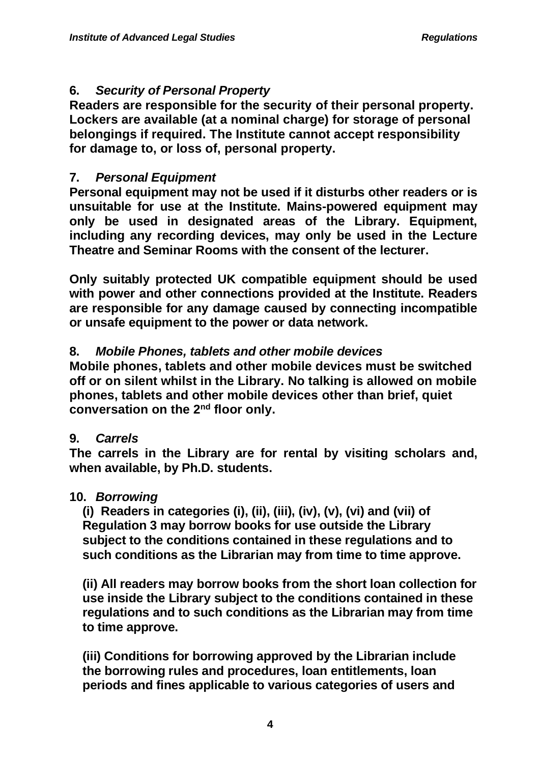**6. *Security of Personal Property***

**Readers are responsible for the security of their personal property. Lockers are available (at a nominal charge) for storage of personal belongings if required. The Institute cannot accept responsibility for damage to, or loss of, personal property.**

**7. *Personal Equipment***

**Personal equipment may not be used if it disturbs other readers or is unsuitable for use at the Institute. Mains-powered equipment may only be used in designated areas of the Library. Equipment, including any recording devices, may only be used in the Lecture Theatre and Seminar Rooms with the consent of the lecturer.**

**Only suitably protected UK compatible equipment should be used with power and other connections provided at the Institute. Readers are responsible for any damage caused by connecting incompatible or unsafe equipment to the power or data network.**

**8. *Mobile Phones, tablets and other mobile devices***

**Mobile phones, tablets and other mobile devices must be switched off or on silent whilst in the Library. No talking is allowed on mobile phones, tablets and other mobile devices other than brief, quiet conversation on the 2nd floor only.**

**9. *Carrels***

**The carrels in the Library are for rental by visiting scholars and, when available, by Ph.D. students.**

**10. *Borrowing***

**(i) Readers in categories (i), (ii), (iii), (iv), (v), (vi) and (vii) of Regulation 3 may borrow books for use outside the Library subject to the conditions contained in these regulations and to such conditions as the Librarian may from time to time approve.**

**(ii) All readers may borrow books from the short loan collection for use inside the Library subject to the conditions contained in these regulations and to such conditions as the Librarian may from time to time approve.**

**(iii) Conditions for borrowing approved by the Librarian include the borrowing rules and procedures, loan entitlements, loan periods and fines applicable to various categories of users and**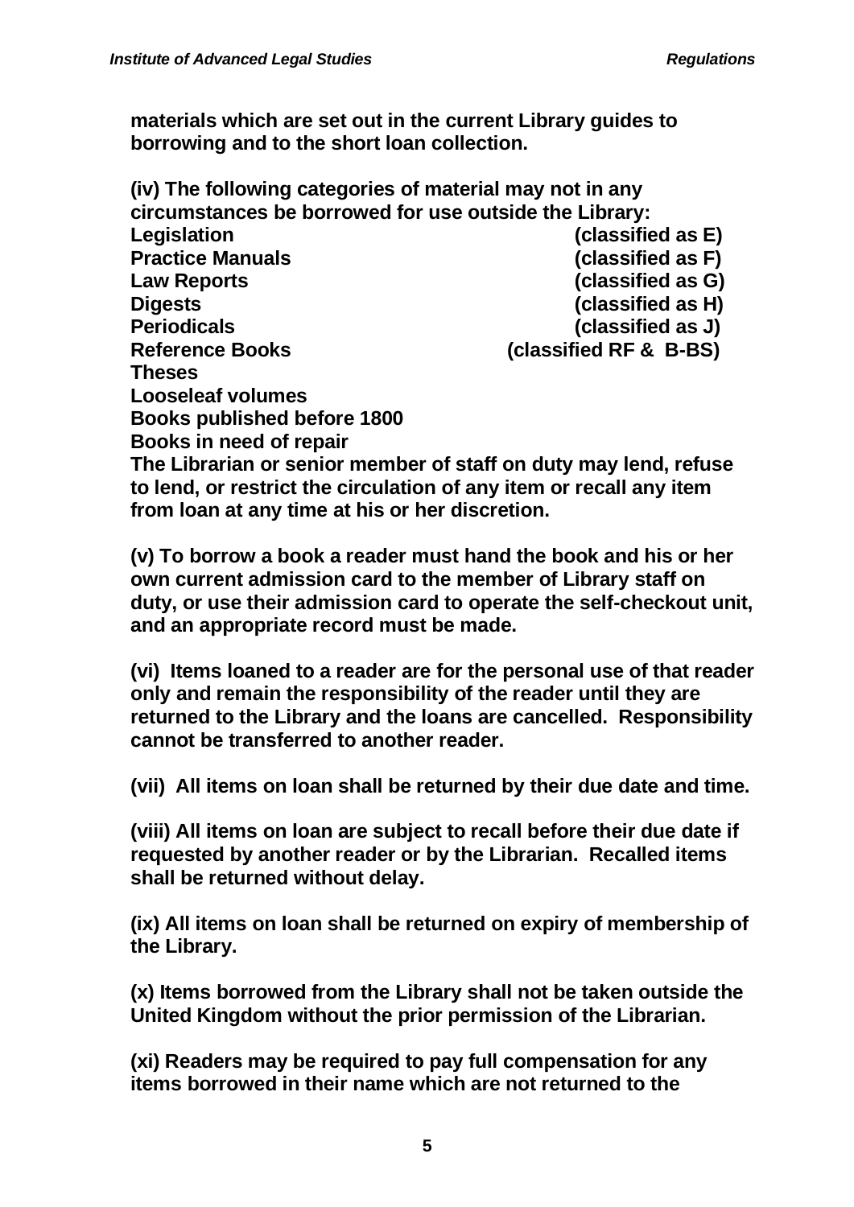**materials which are set out in the current Library guides to borrowing and to the short loan collection.**

**(iv) The following categories of material may not in any circumstances be borrowed for use outside the Library:**

| | |
|---|---|
| **Legislation** | **(classified as E)** |
| **Practice Manuals** | **(classified as F)** |
| **Law Reports** | **(classified as G)** |
| **Digests** | **(classified as H)** |
| **Periodicals** | **(classified as J)** |
| **Reference Books** | **(classified RF & B-BS)** |
| **Theses** | |
| **Looseleaf volumes** | |
| **Books published before 1800** | |
| **Books in need of repair** | |

**The Librarian or senior member of staff on duty may lend, refuse to lend, or restrict the circulation of any item or recall any item from loan at any time at his or her discretion.**

**(v) To borrow a book a reader must hand the book and his or her own current admission card to the member of Library staff on duty, or use their admission card to operate the self-checkout unit, and an appropriate record must be made.**

**(vi) Items loaned to a reader are for the personal use of that reader only and remain the responsibility of the reader until they are returned to the Library and the loans are cancelled. Responsibility cannot be transferred to another reader.**

**(vii) All items on loan shall be returned by their due date and time.**

**(viii) All items on loan are subject to recall before their due date if requested by another reader or by the Librarian. Recalled items shall be returned without delay.**

**(ix) All items on loan shall be returned on expiry of membership of the Library.**

**(x) Items borrowed from the Library shall not be taken outside the United Kingdom without the prior permission of the Librarian.**

**(xi) Readers may be required to pay full compensation for any items borrowed in their name which are not returned to the**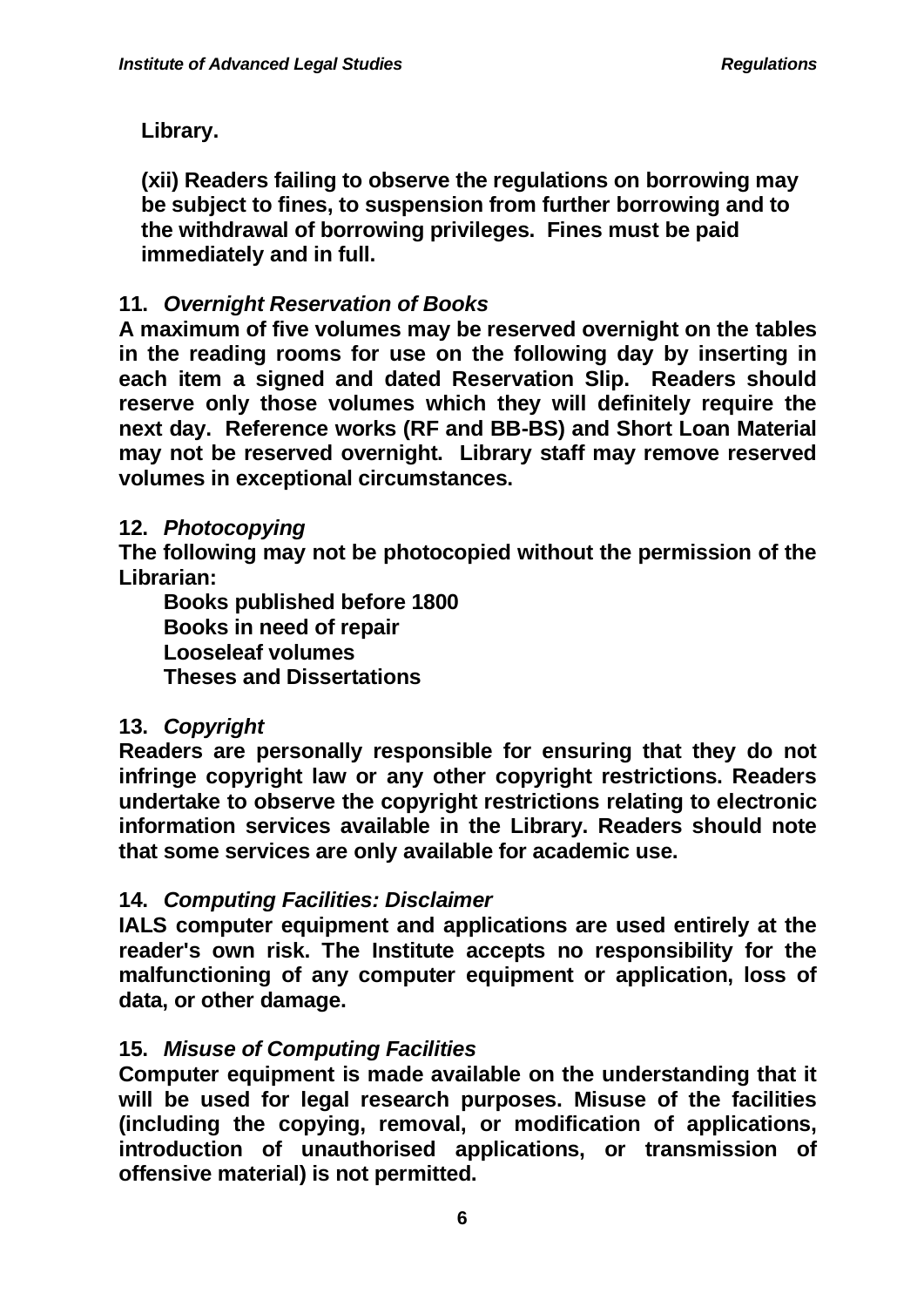**Library.**

**(xii) Readers failing to observe the regulations on borrowing may be subject to fines, to suspension from further borrowing and to the withdrawal of borrowing privileges. Fines must be paid immediately and in full.**

**11. *Overnight Reservation of Books***

**A maximum of five volumes may be reserved overnight on the tables in the reading rooms for use on the following day by inserting in each item a signed and dated Reservation Slip. Readers should reserve only those volumes which they will definitely require the next day. Reference works (RF and BB-BS) and Short Loan Material may not be reserved overnight. Library staff may remove reserved volumes in exceptional circumstances.**

**12. *Photocopying***

**The following may not be photocopied without the permission of the Librarian:**

**Books published before 1800**
**Books in need of repair**
**Looseleaf volumes**
**Theses and Dissertations**

**13. *Copyright***

**Readers are personally responsible for ensuring that they do not infringe copyright law or any other copyright restrictions. Readers undertake to observe the copyright restrictions relating to electronic information services available in the Library. Readers should note that some services are only available for academic use.**

**14. *Computing Facilities: Disclaimer***

**IALS computer equipment and applications are used entirely at the reader's own risk. The Institute accepts no responsibility for the malfunctioning of any computer equipment or application, loss of data, or other damage.**

**15. *Misuse of Computing Facilities***

**Computer equipment is made available on the understanding that it will be used for legal research purposes. Misuse of the facilities (including the copying, removal, or modification of applications, introduction of unauthorised applications, or transmission of offensive material) is not permitted.**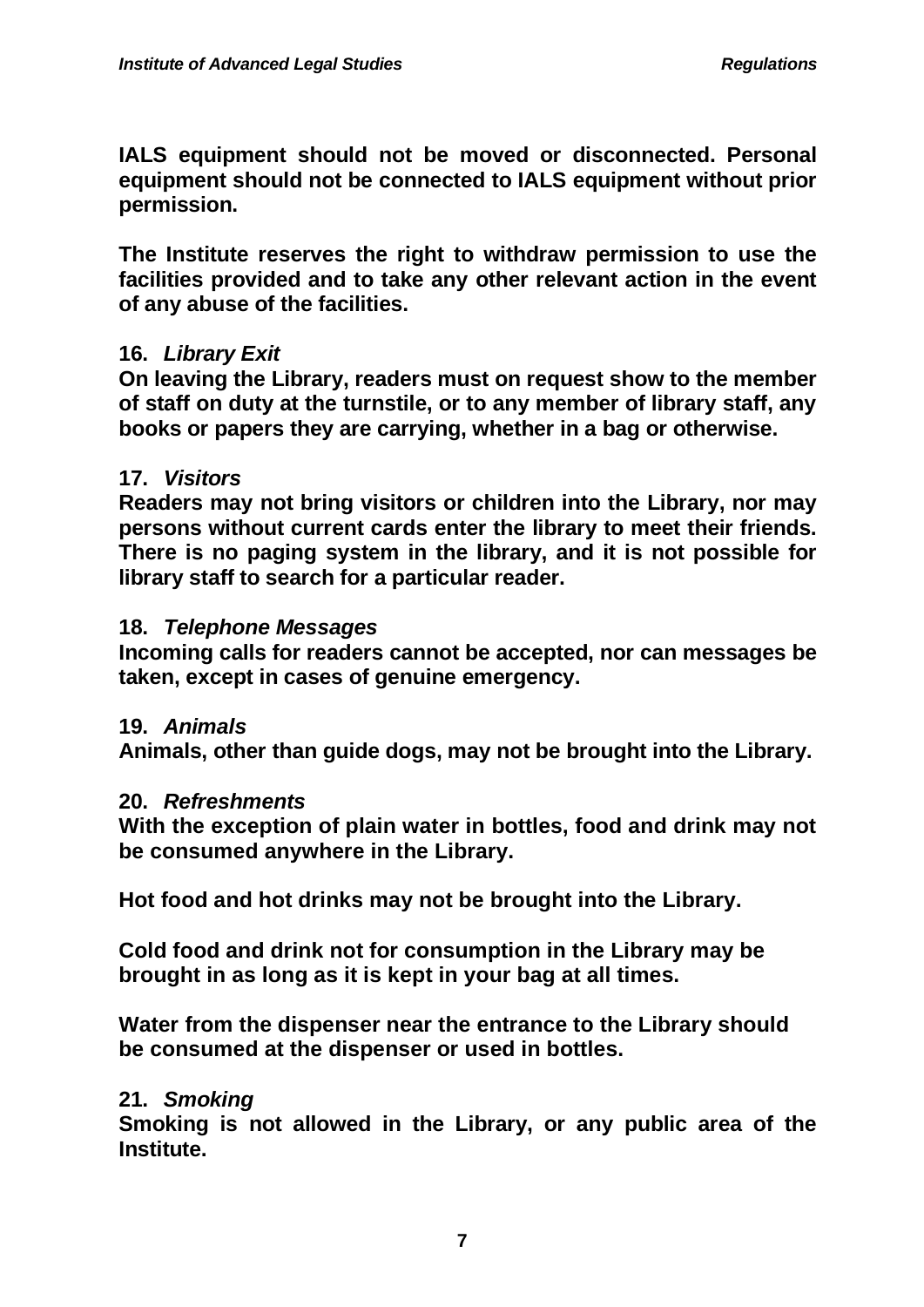**IALS equipment should not be moved or disconnected. Personal equipment should not be connected to IALS equipment without prior permission.**

**The Institute reserves the right to withdraw permission to use the facilities provided and to take any other relevant action in the event of any abuse of the facilities.**

**16.** ***Library Exit***

**On leaving the Library, readers must on request show to the member of staff on duty at the turnstile, or to any member of library staff, any books or papers they are carrying, whether in a bag or otherwise.**

**17.** ***Visitors***

**Readers may not bring visitors or children into the Library, nor may persons without current cards enter the library to meet their friends. There is no paging system in the library, and it is not possible for library staff to search for a particular reader.**

**18.** ***Telephone Messages***

**Incoming calls for readers cannot be accepted, nor can messages be taken, except in cases of genuine emergency.**

**19.** ***Animals***

**Animals, other than guide dogs, may not be brought into the Library.**

**20.** ***Refreshments***

**With the exception of plain water in bottles, food and drink may not be consumed anywhere in the Library.**

**Hot food and hot drinks may not be brought into the Library.**

**Cold food and drink not for consumption in the Library may be brought in as long as it is kept in your bag at all times.**

**Water from the dispenser near the entrance to the Library should be consumed at the dispenser or used in bottles.**

**21.** ***Smoking***

**Smoking is not allowed in the Library, or any public area of the Institute.**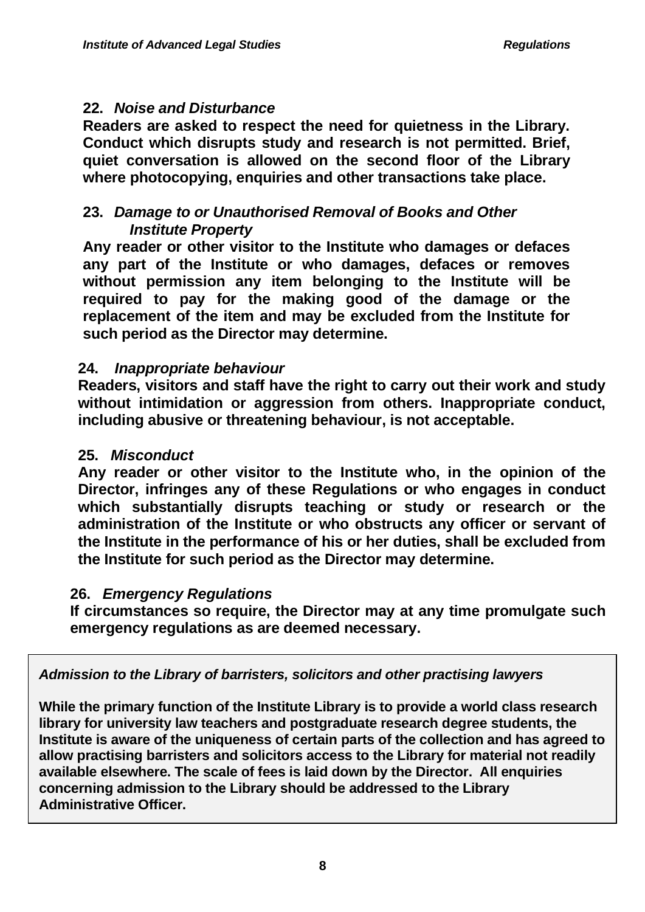**22.** ***Noise and Disturbance***

**Readers are asked to respect the need for quietness in the Library. Conduct which disrupts study and research is not permitted. Brief, quiet conversation is allowed on the second floor of the Library where photocopying, enquiries and other transactions take place.**

**23.** ***Damage to or Unauthorised Removal of Books and Other Institute Property***

**Any reader or other visitor to the Institute who damages or defaces any part of the Institute or who damages, defaces or removes without permission any item belonging to the Institute will be required to pay for the making good of the damage or the replacement of the item and may be excluded from the Institute for such period as the Director may determine.**

**24.** ***Inappropriate behaviour***

**Readers, visitors and staff have the right to carry out their work and study without intimidation or aggression from others. Inappropriate conduct, including abusive or threatening behaviour, is not acceptable.**

**25.** ***Misconduct***

**Any reader or other visitor to the Institute who, in the opinion of the Director, infringes any of these Regulations or who engages in conduct which substantially disrupts teaching or study or research or the administration of the Institute or who obstructs any officer or servant of the Institute in the performance of his or her duties, shall be excluded from the Institute for such period as the Director may determine.**

**26.** ***Emergency Regulations***

**If circumstances so require, the Director may at any time promulgate such emergency regulations as are deemed necessary.**

***Admission to the Library of barristers, solicitors and other practising lawyers***

**While the primary function of the Institute Library is to provide a world class research library for university law teachers and postgraduate research degree students, the Institute is aware of the uniqueness of certain parts of the collection and has agreed to allow practising barristers and solicitors access to the Library for material not readily available elsewhere. The scale of fees is laid down by the Director. All enquiries concerning admission to the Library should be addressed to the Library Administrative Officer.**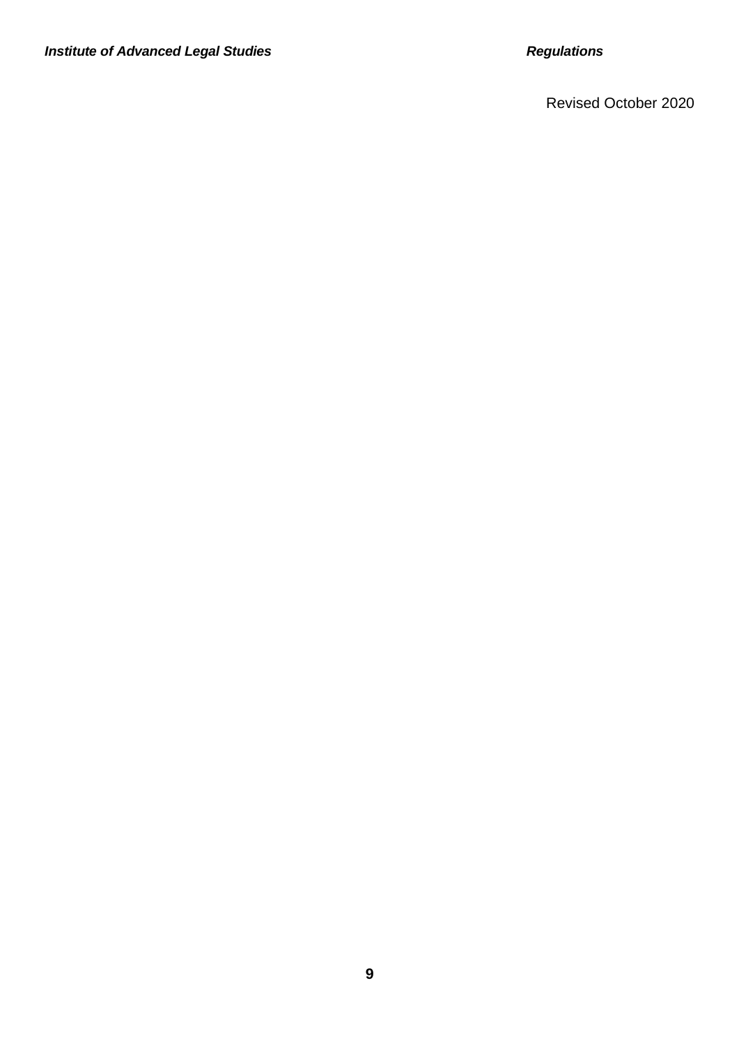Revised October 2020